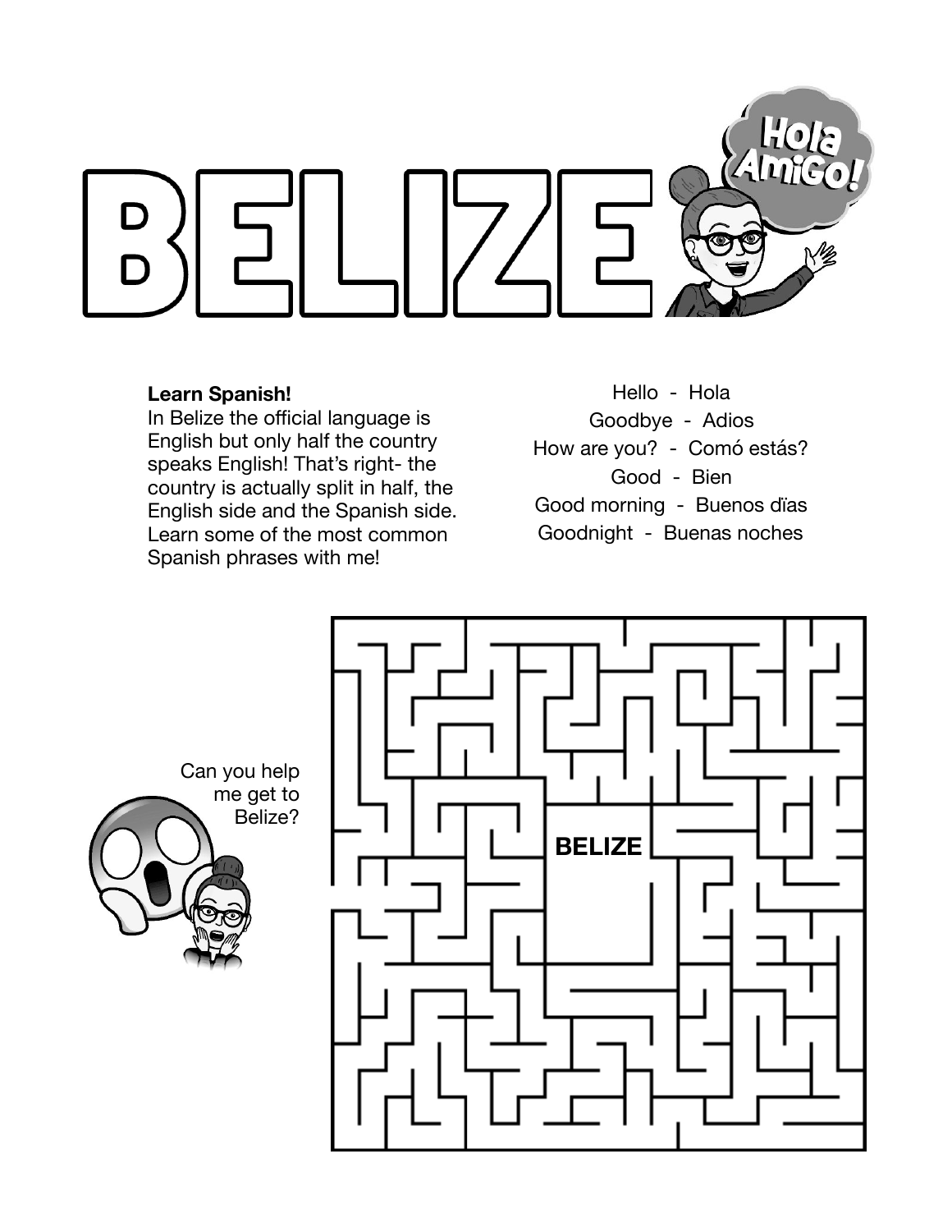# BELIZE

Hola AmiGo!

**Learn Spanish!**
In Belize the official language is English but only half the country speaks English! That's right- the country is actually split in half, the English side and the Spanish side. Learn some of the most common Spanish phrases with me!

Hello - Hola
Goodbye - Adios
How are you? - Comó estás?
Good - Bien
Good morning - Buenos dïas
Goodnight - Buenas noches

Can you help me get to Belize?

BELIZE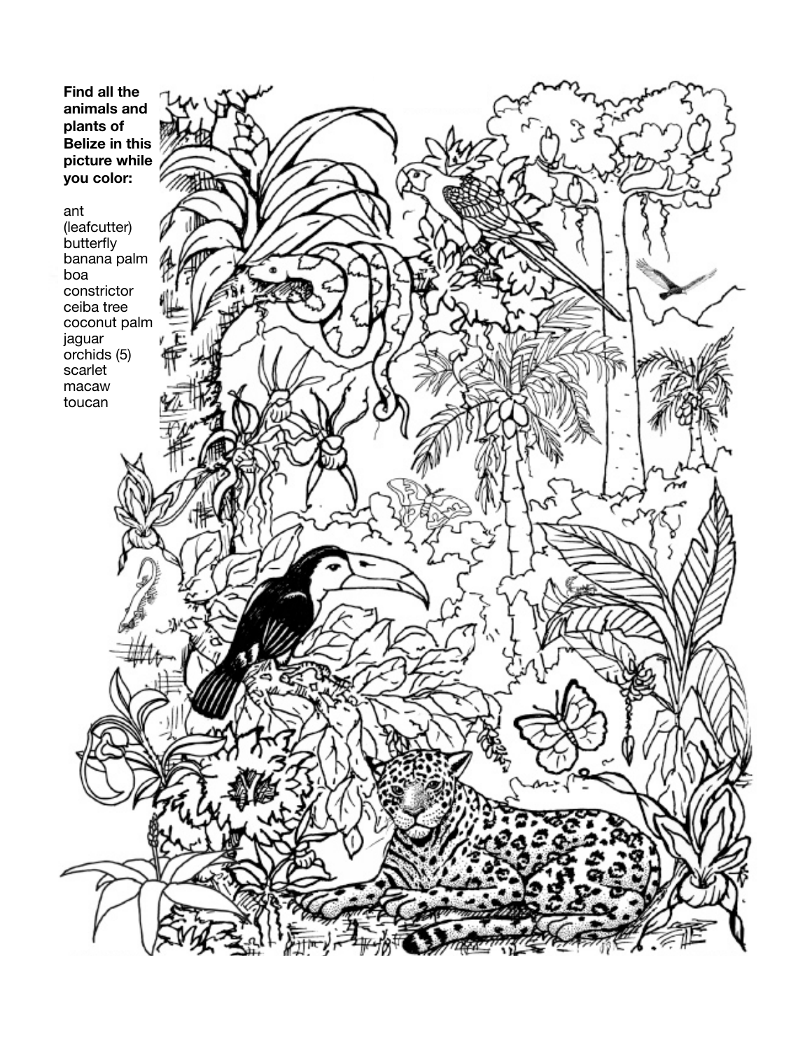**Find all the animals and plants of Belize in this picture while you color:**

ant (leafcutter)
butterfly
banana palm
boa constrictor
ceiba tree
coconut palm
jaguar
orchids (5)
scarlet macaw
toucan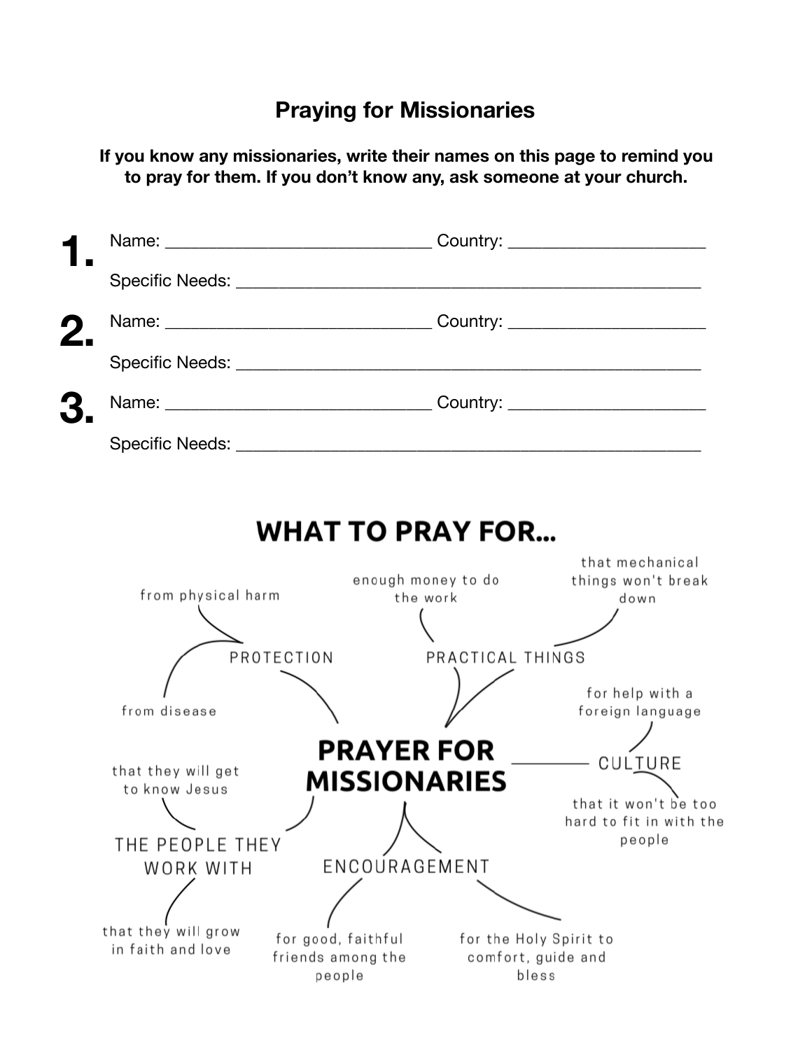# Praying for Missionaries

**If you know any missionaries, write their names on this page to remind you to pray for them. If you don't know any, ask someone at your church.**

**1.** Name: ____________________________ Country: ____________________

Specific Needs: ______________________________________________________

**2.** Name: ____________________________ Country: ____________________

Specific Needs: ______________________________________________________

**3.** Name: ____________________________ Country: ____________________

Specific Needs: ______________________________________________________

## WHAT TO PRAY FOR...

**PRAYER FOR MISSIONARIES**

- PROTECTION
  - from physical harm
  - from disease
- PRACTICAL THINGS
  - enough money to do the work
  - that mechanical things won't break down
- CULTURE
  - for help with a foreign language
  - that it won't be too hard to fit in with the people
- THE PEOPLE THEY WORK WITH
  - that they will get to know Jesus
  - that they will grow in faith and love
- ENCOURAGEMENT
  - for good, faithful friends among the people
  - for the Holy Spirit to comfort, guide and bless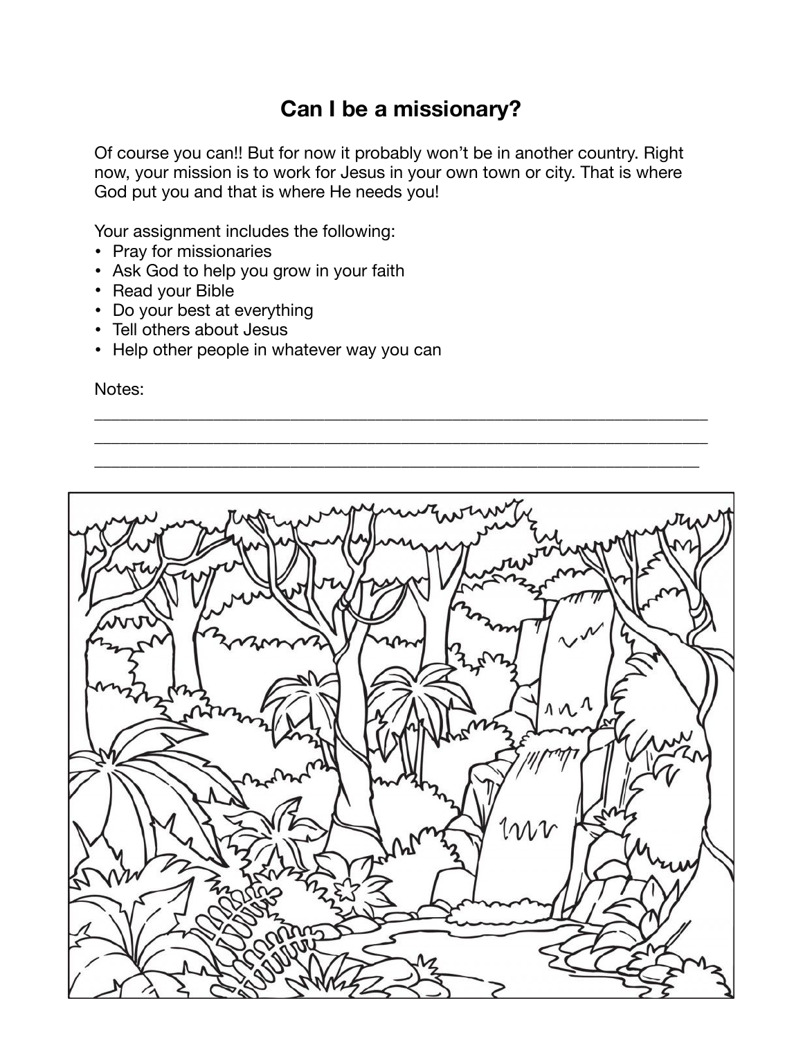## Can I be a missionary?

Of course you can!! But for now it probably won't be in another country. Right now, your mission is to work for Jesus in your own town or city. That is where God put you and that is where He needs you!

Your assignment includes the following:

- Pray for missionaries
- Ask God to help you grow in your faith
- Read your Bible
- Do your best at everything
- Tell others about Jesus
- Help other people in whatever way you can

Notes:

______________________________________________________________________

______________________________________________________________________

______________________________________________________________________